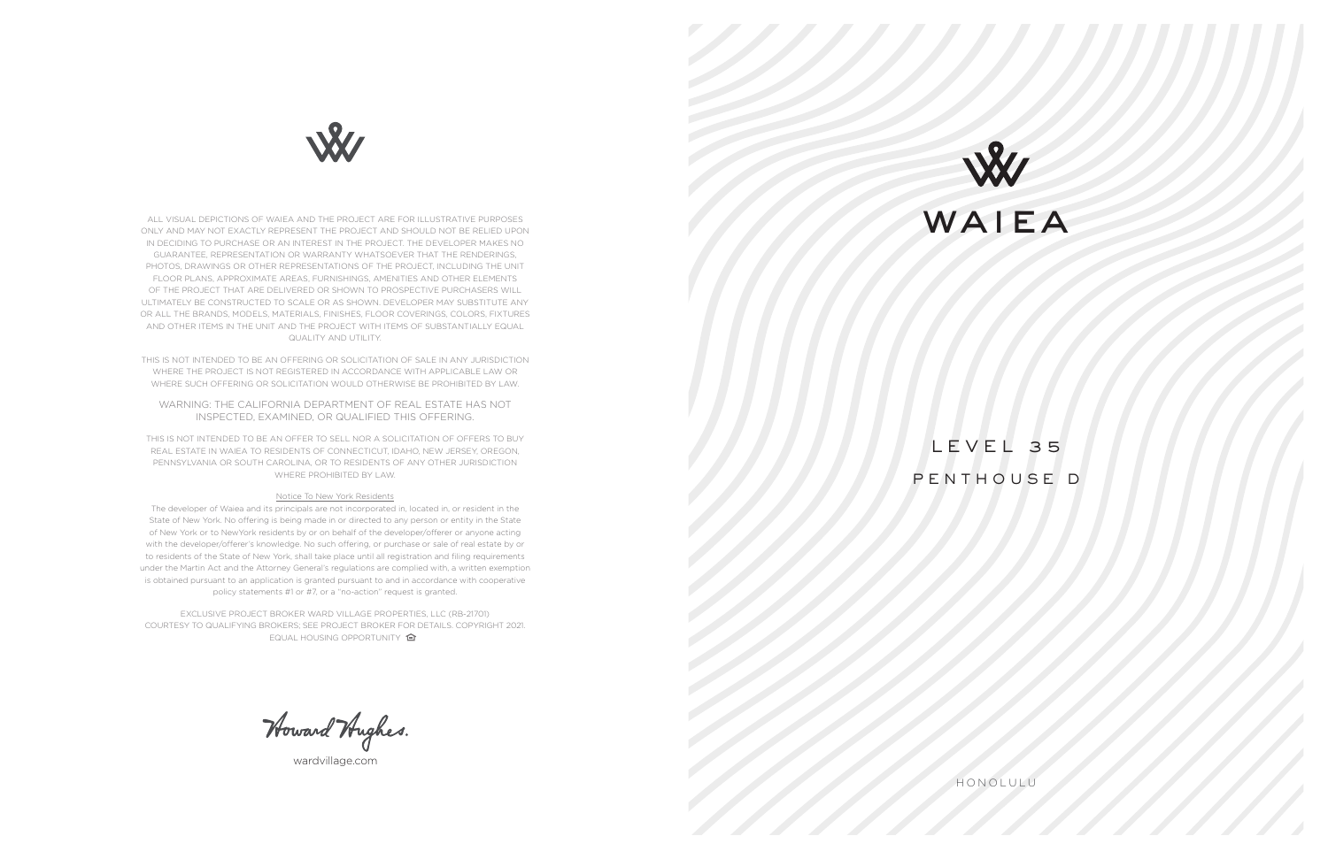ALL VISUAL DEPICTIONS OF WAIEA AND THE PROJECT ARE FOR ILLUSTRATIVE PURPOSES ONLY AND MAY NOT EXACTLY REPRESENT THE PROJECT AND SHOULD NOT BE RELIED UPON IN DECIDING TO PURCHASE OR AN INTEREST IN THE PROJECT. THE DEVELOPER MAKES NO GUARANTEE, REPRESENTATION OR WARRANTY WHATSOEVER THAT THE RENDERINGS, PHOTOS, DRAWINGS OR OTHER REPRESENTATIONS OF THE PROJECT, INCLUDING THE UNIT FLOOR PLANS, APPROXIMATE AREAS, FURNISHINGS, AMENITIES AND OTHER ELEMENTS OF THE PROJECT THAT ARE DELIVERED OR SHOWN TO PROSPECTIVE PURCHASERS WILL ULTIMATELY BE CONSTRUCTED TO SCALE OR AS SHOWN. DEVELOPER MAY SUBSTITUTE ANY OR ALL THE BRANDS, MODELS, MATERIALS, FINISHES, FLOOR COVERINGS, COLORS, FIXTURES AND OTHER ITEMS IN THE UNIT AND THE PROJECT WITH ITEMS OF SUBSTANTIALLY EQUAL QUALITY AND UTILITY.

THIS IS NOT INTENDED TO BE AN OFFERING OR SOLICITATION OF SALE IN ANY JURISDICTION WHERE THE PROJECT IS NOT REGISTERED IN ACCORDANCE WITH APPLICABLE LAW OR WHERE SUCH OFFERING OR SOLICITATION WOULD OTHERWISE BE PROHIBITED BY LAW.

WARNING: THE CALIFORNIA DEPARTMENT OF REAL ESTATE HAS NOT INSPECTED, EXAMINED, OR QUALIFIED THIS OFFERING.

THIS IS NOT INTENDED TO BE AN OFFER TO SELL NOR A SOLICITATION OF OFFERS TO BUY REAL ESTATE IN WAIEA TO RESIDENTS OF CONNECTICUT, IDAHO, NEW JERSEY, OREGON, PENNSYLVANIA OR SOUTH CAROLINA, OR TO RESIDENTS OF ANY OTHER JURISDICTION WHERE PROHIBITED BY LAW.

Notice To New York Residents

The developer of Waiea and its principals are not incorporated in, located in, or resident in the State of New York. No offering is being made in or directed to any person or entity in the State of New York or to NewYork residents by or on behalf of the developer/offerer or anyone acting with the developer/offerer's knowledge. No such offering, or purchase or sale of real estate by or to residents of the State of New York, shall take place until all registration and filing requirements under the Martin Act and the Attorney General's regulations are complied with, a written exemption is obtained pursuant to an application is granted pursuant to and in accordance with cooperative policy statements #1 or #7, or a "no-action" request is granted.

EXCLUSIVE PROJECT BROKER WARD VILLAGE PROPERTIES, LLC (RB-21701)
COURTESY TO QUALIFYING BROKERS; SEE PROJECT BROKER FOR DETAILS. COPYRIGHT 2021. EQUAL HOUSING OPPORTUNITY

Howard Hughes.

wardvillage.com

# WAIEA

## LEVEL 35
## PENTHOUSE D

HONOLULU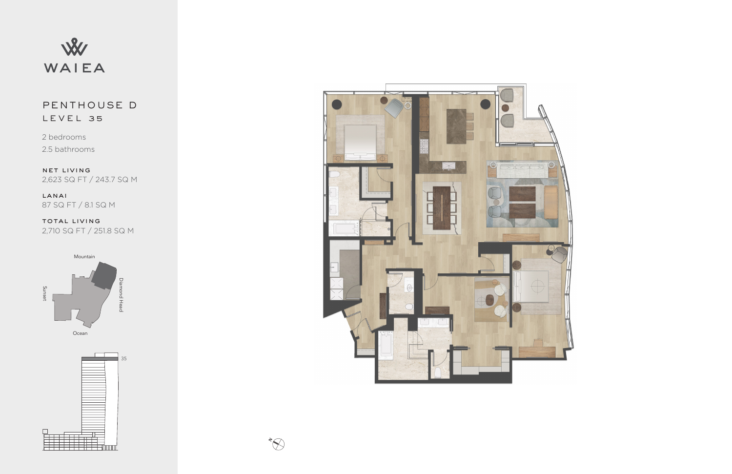# WAIEA

## PENTHOUSE D
### LEVEL 35

2 bedrooms
2.5 bathrooms

**NET LIVING**
2,623 SQ FT / 243.7 SQ M

**LANAI**
87 SQ FT / 8.1 SQ M

**TOTAL LIVING**
2,710 SQ FT / 251.8 SQ M

Mountain
Sunset
Diamond Head
Ocean

35

N